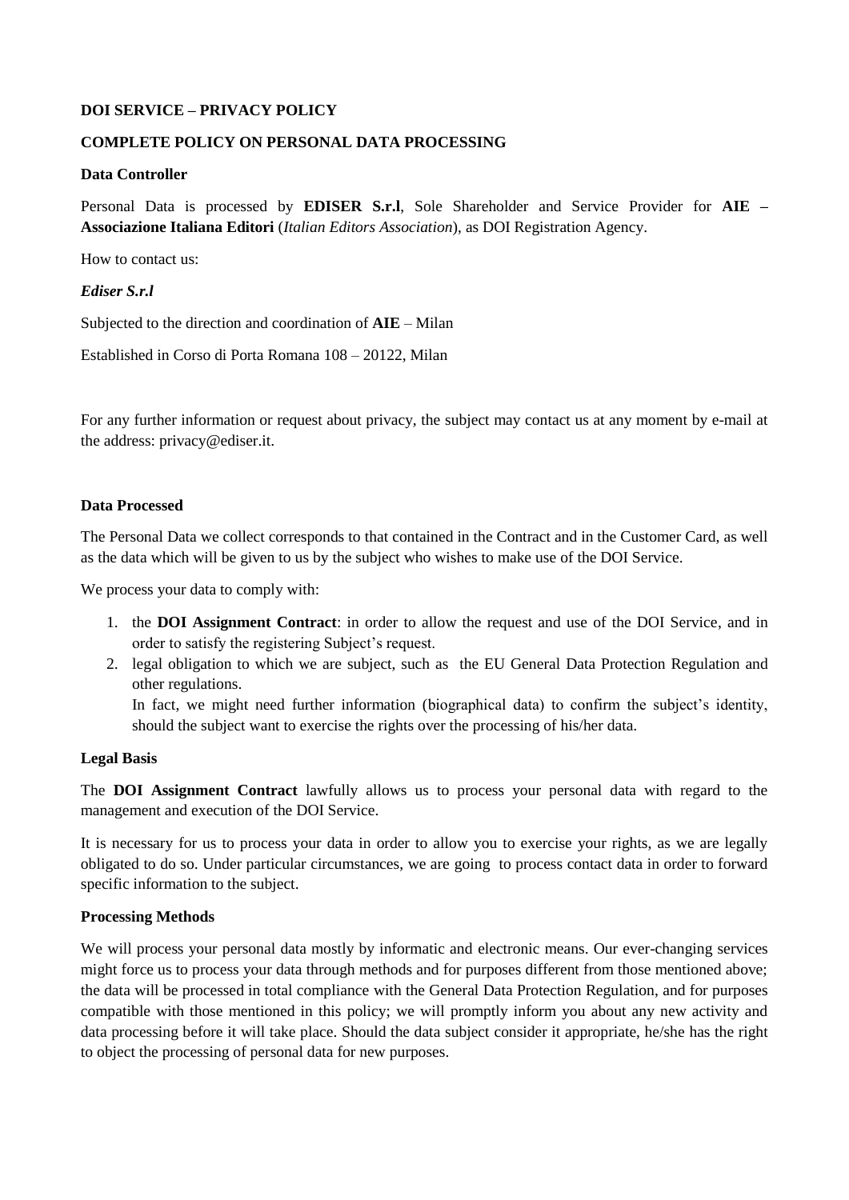**DOI SERVICE – PRIVACY POLICY**

**COMPLETE POLICY ON PERSONAL DATA PROCESSING**

**Data Controller**

Personal Data is processed by **EDISER S.r.l**, Sole Shareholder and Service Provider for **AIE – Associazione Italiana Editori** (*Italian Editors Association*), as DOI Registration Agency.

How to contact us:

***Ediser S.r.l***

Subjected to the direction and coordination of **AIE** – Milan

Established in Corso di Porta Romana 108 – 20122, Milan

For any further information or request about privacy, the subject may contact us at any moment by e-mail at the address: privacy@ediser.it.

**Data Processed**

The Personal Data we collect corresponds to that contained in the Contract and in the Customer Card, as well as the data which will be given to us by the subject who wishes to make use of the DOI Service.

We process your data to comply with:

1. the **DOI Assignment Contract**: in order to allow the request and use of the DOI Service, and in order to satisfy the registering Subject's request.
2. legal obligation to which we are subject, such as the EU General Data Protection Regulation and other regulations.
   In fact, we might need further information (biographical data) to confirm the subject's identity, should the subject want to exercise the rights over the processing of his/her data.

**Legal Basis**

The **DOI Assignment Contract** lawfully allows us to process your personal data with regard to the management and execution of the DOI Service.

It is necessary for us to process your data in order to allow you to exercise your rights, as we are legally obligated to do so. Under particular circumstances, we are going to process contact data in order to forward specific information to the subject.

**Processing Methods**

We will process your personal data mostly by informatic and electronic means. Our ever-changing services might force us to process your data through methods and for purposes different from those mentioned above; the data will be processed in total compliance with the General Data Protection Regulation, and for purposes compatible with those mentioned in this policy; we will promptly inform you about any new activity and data processing before it will take place. Should the data subject consider it appropriate, he/she has the right to object the processing of personal data for new purposes.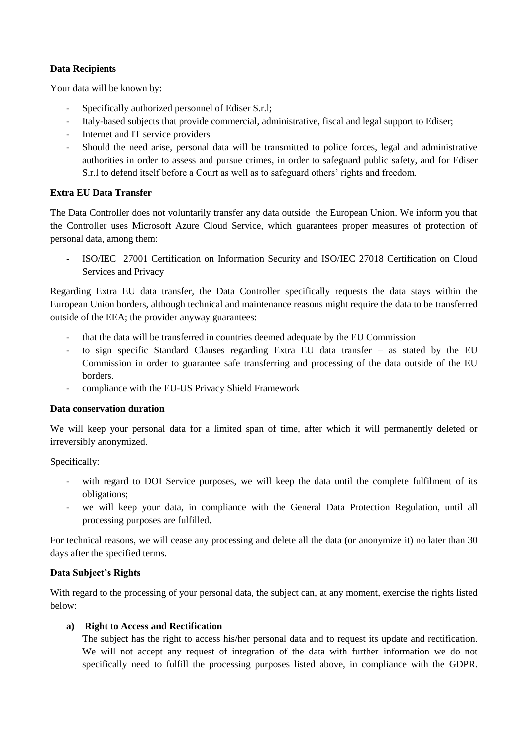**Data Recipients**

Your data will be known by:

- Specifically authorized personnel of Ediser S.r.l;
- Italy-based subjects that provide commercial, administrative, fiscal and legal support to Ediser;
- Internet and IT service providers
- Should the need arise, personal data will be transmitted to police forces, legal and administrative authorities in order to assess and pursue crimes, in order to safeguard public safety, and for Ediser S.r.l to defend itself before a Court as well as to safeguard others' rights and freedom.

**Extra EU Data Transfer**

The Data Controller does not voluntarily transfer any data outside the European Union. We inform you that the Controller uses Microsoft Azure Cloud Service, which guarantees proper measures of protection of personal data, among them:

- ISO/IEC 27001 Certification on Information Security and ISO/IEC 27018 Certification on Cloud Services and Privacy

Regarding Extra EU data transfer, the Data Controller specifically requests the data stays within the European Union borders, although technical and maintenance reasons might require the data to be transferred outside of the EEA; the provider anyway guarantees:

- that the data will be transferred in countries deemed adequate by the EU Commission
- to sign specific Standard Clauses regarding Extra EU data transfer – as stated by the EU Commission in order to guarantee safe transferring and processing of the data outside of the EU borders.
- compliance with the EU-US Privacy Shield Framework

**Data conservation duration**

We will keep your personal data for a limited span of time, after which it will permanently deleted or irreversibly anonymized.

Specifically:

- with regard to DOI Service purposes, we will keep the data until the complete fulfilment of its obligations;
- we will keep your data, in compliance with the General Data Protection Regulation, until all processing purposes are fulfilled.

For technical reasons, we will cease any processing and delete all the data (or anonymize it) no later than 30 days after the specified terms.

**Data Subject's Rights**

With regard to the processing of your personal data, the subject can, at any moment, exercise the rights listed below:

**a) Right to Access and Rectification**

The subject has the right to access his/her personal data and to request its update and rectification. We will not accept any request of integration of the data with further information we do not specifically need to fulfill the processing purposes listed above, in compliance with the GDPR.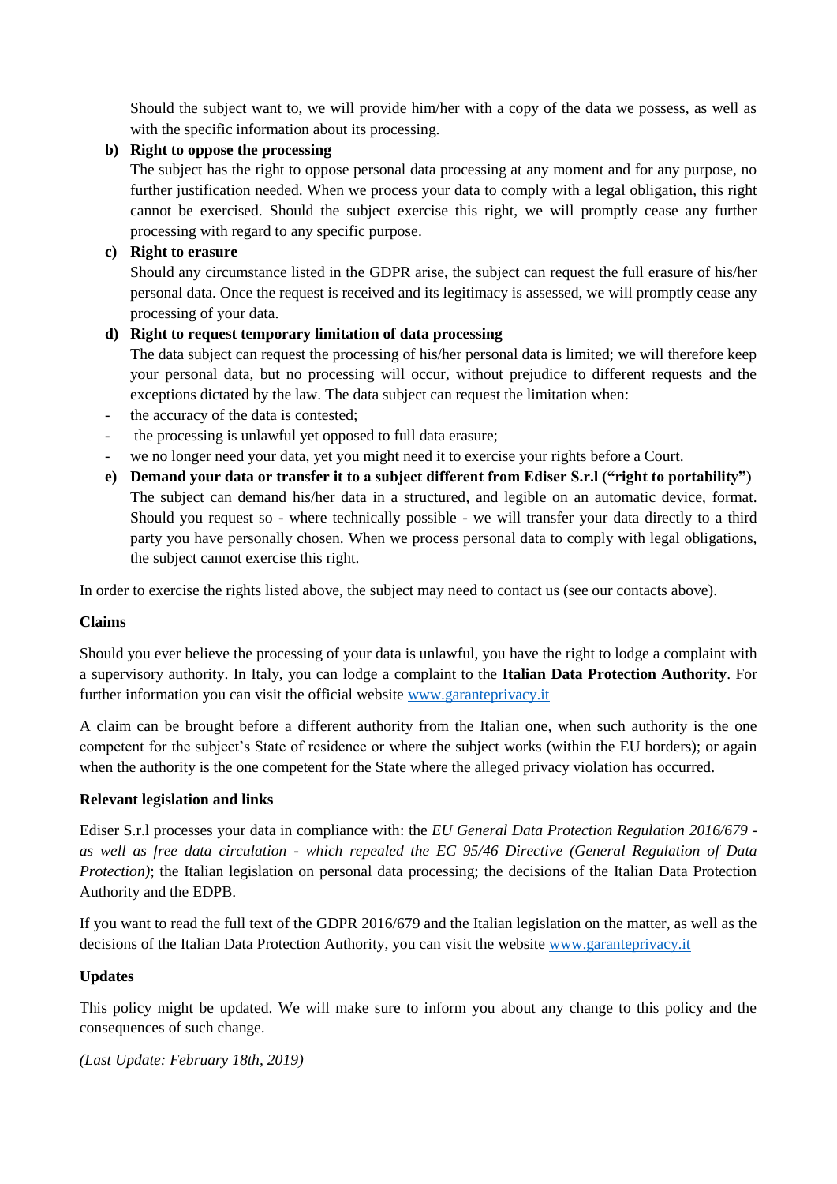Should the subject want to, we will provide him/her with a copy of the data we possess, as well as with the specific information about its processing.

**b) Right to oppose the processing**

The subject has the right to oppose personal data processing at any moment and for any purpose, no further justification needed. When we process your data to comply with a legal obligation, this right cannot be exercised. Should the subject exercise this right, we will promptly cease any further processing with regard to any specific purpose.

**c) Right to erasure**

Should any circumstance listed in the GDPR arise, the subject can request the full erasure of his/her personal data. Once the request is received and its legitimacy is assessed, we will promptly cease any processing of your data.

**d) Right to request temporary limitation of data processing**

The data subject can request the processing of his/her personal data is limited; we will therefore keep your personal data, but no processing will occur, without prejudice to different requests and the exceptions dictated by the law. The data subject can request the limitation when:

- the accuracy of the data is contested;
- the processing is unlawful yet opposed to full data erasure;
- we no longer need your data, yet you might need it to exercise your rights before a Court.

**e) Demand your data or transfer it to a subject different from Ediser S.r.l ("right to portability")**

The subject can demand his/her data in a structured, and legible on an automatic device, format. Should you request so - where technically possible - we will transfer your data directly to a third party you have personally chosen. When we process personal data to comply with legal obligations, the subject cannot exercise this right.

In order to exercise the rights listed above, the subject may need to contact us (see our contacts above).

**Claims**

Should you ever believe the processing of your data is unlawful, you have the right to lodge a complaint with a supervisory authority. In Italy, you can lodge a complaint to the **Italian Data Protection Authority**. For further information you can visit the official website www.garanteprivacy.it

A claim can be brought before a different authority from the Italian one, when such authority is the one competent for the subject's State of residence or where the subject works (within the EU borders); or again when the authority is the one competent for the State where the alleged privacy violation has occurred.

**Relevant legislation and links**

Ediser S.r.l processes your data in compliance with: the *EU General Data Protection Regulation 2016/679 - as well as free data circulation - which repealed the EC 95/46 Directive (General Regulation of Data Protection)*; the Italian legislation on personal data processing; the decisions of the Italian Data Protection Authority and the EDPB.

If you want to read the full text of the GDPR 2016/679 and the Italian legislation on the matter, as well as the decisions of the Italian Data Protection Authority, you can visit the website www.garanteprivacy.it

**Updates**

This policy might be updated. We will make sure to inform you about any change to this policy and the consequences of such change.

*(Last Update: February 18th, 2019)*